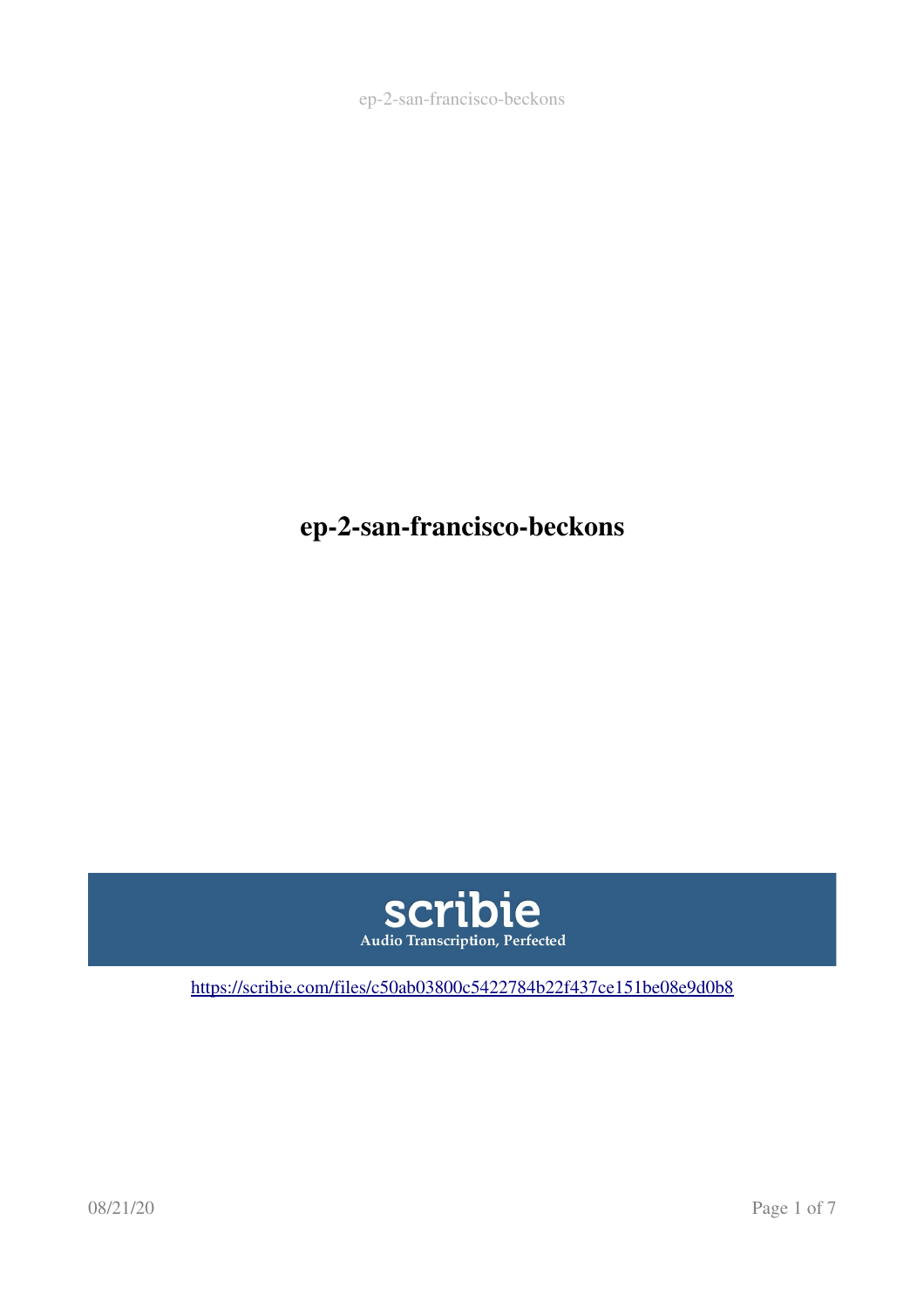# ep-2-san-francisco-beckons

scribie
Audio Transcription, Perfected

https://scribie.com/files/c50ab03800c5422784b22f437ce151be08e9d0b8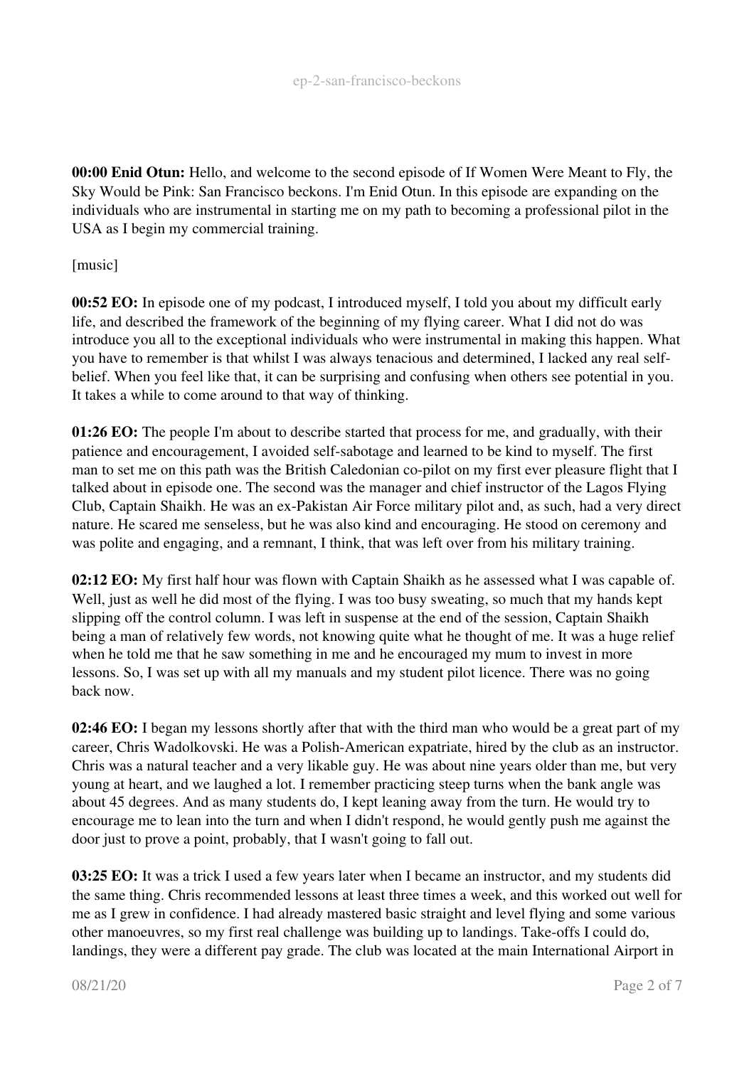**00:00 Enid Otun:** Hello, and welcome to the second episode of If Women Were Meant to Fly, the Sky Would be Pink: San Francisco beckons. I'm Enid Otun. In this episode are expanding on the individuals who are instrumental in starting me on my path to becoming a professional pilot in the USA as I begin my commercial training.

[music]

**00:52 EO:** In episode one of my podcast, I introduced myself, I told you about my difficult early life, and described the framework of the beginning of my flying career. What I did not do was introduce you all to the exceptional individuals who were instrumental in making this happen. What you have to remember is that whilst I was always tenacious and determined, I lacked any real self-belief. When you feel like that, it can be surprising and confusing when others see potential in you. It takes a while to come around to that way of thinking.

**01:26 EO:** The people I'm about to describe started that process for me, and gradually, with their patience and encouragement, I avoided self-sabotage and learned to be kind to myself. The first man to set me on this path was the British Caledonian co-pilot on my first ever pleasure flight that I talked about in episode one. The second was the manager and chief instructor of the Lagos Flying Club, Captain Shaikh. He was an ex-Pakistan Air Force military pilot and, as such, had a very direct nature. He scared me senseless, but he was also kind and encouraging. He stood on ceremony and was polite and engaging, and a remnant, I think, that was left over from his military training.

**02:12 EO:** My first half hour was flown with Captain Shaikh as he assessed what I was capable of. Well, just as well he did most of the flying. I was too busy sweating, so much that my hands kept slipping off the control column. I was left in suspense at the end of the session, Captain Shaikh being a man of relatively few words, not knowing quite what he thought of me. It was a huge relief when he told me that he saw something in me and he encouraged my mum to invest in more lessons. So, I was set up with all my manuals and my student pilot licence. There was no going back now.

**02:46 EO:** I began my lessons shortly after that with the third man who would be a great part of my career, Chris Wadolkovski. He was a Polish-American expatriate, hired by the club as an instructor. Chris was a natural teacher and a very likable guy. He was about nine years older than me, but very young at heart, and we laughed a lot. I remember practicing steep turns when the bank angle was about 45 degrees. And as many students do, I kept leaning away from the turn. He would try to encourage me to lean into the turn and when I didn't respond, he would gently push me against the door just to prove a point, probably, that I wasn't going to fall out.

**03:25 EO:** It was a trick I used a few years later when I became an instructor, and my students did the same thing. Chris recommended lessons at least three times a week, and this worked out well for me as I grew in confidence. I had already mastered basic straight and level flying and some various other manoeuvres, so my first real challenge was building up to landings. Take-offs I could do, landings, they were a different pay grade. The club was located at the main International Airport in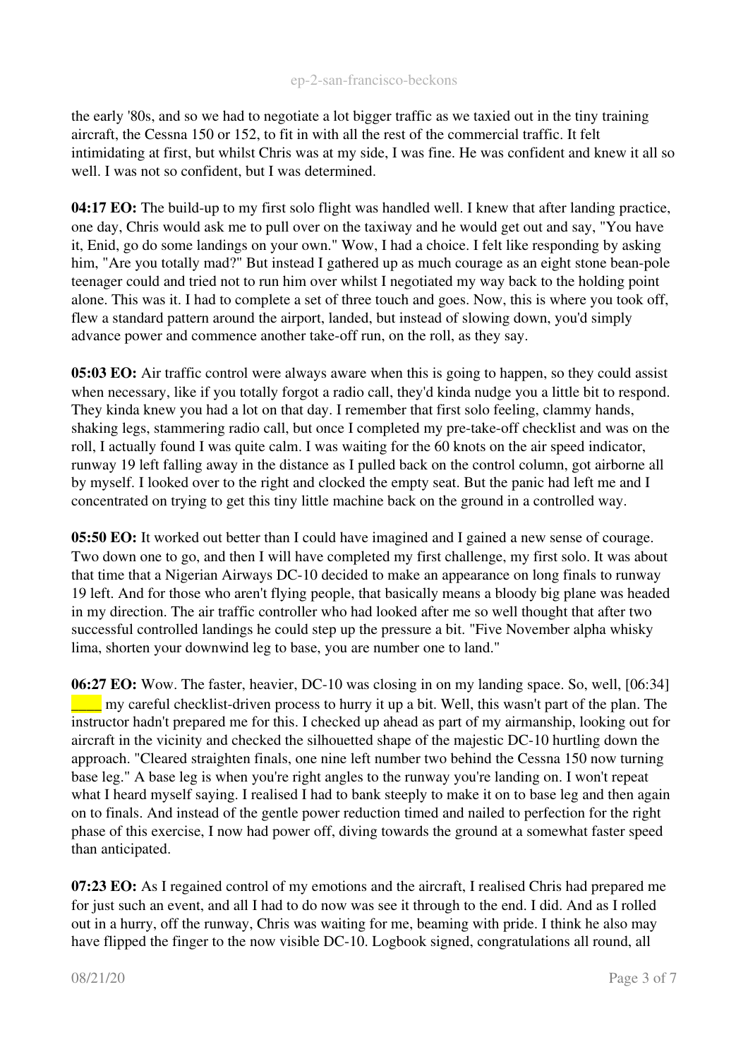the early '80s, and so we had to negotiate a lot bigger traffic as we taxied out in the tiny training aircraft, the Cessna 150 or 152, to fit in with all the rest of the commercial traffic. It felt intimidating at first, but whilst Chris was at my side, I was fine. He was confident and knew it all so well. I was not so confident, but I was determined.

**04:17 EO:** The build-up to my first solo flight was handled well. I knew that after landing practice, one day, Chris would ask me to pull over on the taxiway and he would get out and say, "You have it, Enid, go do some landings on your own." Wow, I had a choice. I felt like responding by asking him, "Are you totally mad?" But instead I gathered up as much courage as an eight stone bean-pole teenager could and tried not to run him over whilst I negotiated my way back to the holding point alone. This was it. I had to complete a set of three touch and goes. Now, this is where you took off, flew a standard pattern around the airport, landed, but instead of slowing down, you'd simply advance power and commence another take-off run, on the roll, as they say.

**05:03 EO:** Air traffic control were always aware when this is going to happen, so they could assist when necessary, like if you totally forgot a radio call, they'd kinda nudge you a little bit to respond. They kinda knew you had a lot on that day. I remember that first solo feeling, clammy hands, shaking legs, stammering radio call, but once I completed my pre-take-off checklist and was on the roll, I actually found I was quite calm. I was waiting for the 60 knots on the air speed indicator, runway 19 left falling away in the distance as I pulled back on the control column, got airborne all by myself. I looked over to the right and clocked the empty seat. But the panic had left me and I concentrated on trying to get this tiny little machine back on the ground in a controlled way.

**05:50 EO:** It worked out better than I could have imagined and I gained a new sense of courage. Two down one to go, and then I will have completed my first challenge, my first solo. It was about that time that a Nigerian Airways DC-10 decided to make an appearance on long finals to runway 19 left. And for those who aren't flying people, that basically means a bloody big plane was headed in my direction. The air traffic controller who had looked after me so well thought that after two successful controlled landings he could step up the pressure a bit. "Five November alpha whisky lima, shorten your downwind leg to base, you are number one to land."

**06:27 EO:** Wow. The faster, heavier, DC-10 was closing in on my landing space. So, well, [06:34] ____ my careful checklist-driven process to hurry it up a bit. Well, this wasn't part of the plan. The instructor hadn't prepared me for this. I checked up ahead as part of my airmanship, looking out for aircraft in the vicinity and checked the silhouetted shape of the majestic DC-10 hurtling down the approach. "Cleared straighten finals, one nine left number two behind the Cessna 150 now turning base leg." A base leg is when you're right angles to the runway you're landing on. I won't repeat what I heard myself saying. I realised I had to bank steeply to make it on to base leg and then again on to finals. And instead of the gentle power reduction timed and nailed to perfection for the right phase of this exercise, I now had power off, diving towards the ground at a somewhat faster speed than anticipated.

**07:23 EO:** As I regained control of my emotions and the aircraft, I realised Chris had prepared me for just such an event, and all I had to do now was see it through to the end. I did. And as I rolled out in a hurry, off the runway, Chris was waiting for me, beaming with pride. I think he also may have flipped the finger to the now visible DC-10. Logbook signed, congratulations all round, all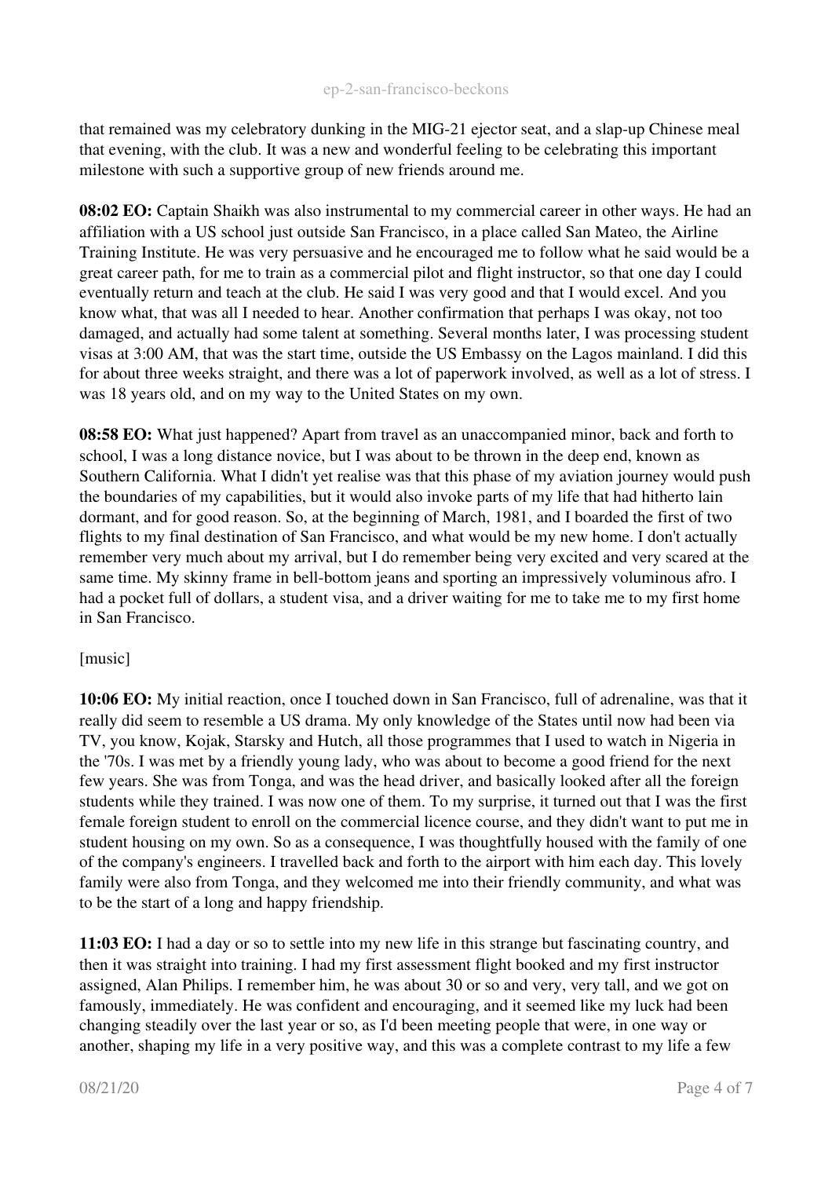that remained was my celebratory dunking in the MIG-21 ejector seat, and a slap-up Chinese meal that evening, with the club. It was a new and wonderful feeling to be celebrating this important milestone with such a supportive group of new friends around me.

**08:02 EO:** Captain Shaikh was also instrumental to my commercial career in other ways. He had an affiliation with a US school just outside San Francisco, in a place called San Mateo, the Airline Training Institute. He was very persuasive and he encouraged me to follow what he said would be a great career path, for me to train as a commercial pilot and flight instructor, so that one day I could eventually return and teach at the club. He said I was very good and that I would excel. And you know what, that was all I needed to hear. Another confirmation that perhaps I was okay, not too damaged, and actually had some talent at something. Several months later, I was processing student visas at 3:00 AM, that was the start time, outside the US Embassy on the Lagos mainland. I did this for about three weeks straight, and there was a lot of paperwork involved, as well as a lot of stress. I was 18 years old, and on my way to the United States on my own.

**08:58 EO:** What just happened? Apart from travel as an unaccompanied minor, back and forth to school, I was a long distance novice, but I was about to be thrown in the deep end, known as Southern California. What I didn't yet realise was that this phase of my aviation journey would push the boundaries of my capabilities, but it would also invoke parts of my life that had hitherto lain dormant, and for good reason. So, at the beginning of March, 1981, and I boarded the first of two flights to my final destination of San Francisco, and what would be my new home. I don't actually remember very much about my arrival, but I do remember being very excited and very scared at the same time. My skinny frame in bell-bottom jeans and sporting an impressively voluminous afro. I had a pocket full of dollars, a student visa, and a driver waiting for me to take me to my first home in San Francisco.

[music]

**10:06 EO:** My initial reaction, once I touched down in San Francisco, full of adrenaline, was that it really did seem to resemble a US drama. My only knowledge of the States until now had been via TV, you know, Kojak, Starsky and Hutch, all those programmes that I used to watch in Nigeria in the '70s. I was met by a friendly young lady, who was about to become a good friend for the next few years. She was from Tonga, and was the head driver, and basically looked after all the foreign students while they trained. I was now one of them. To my surprise, it turned out that I was the first female foreign student to enroll on the commercial licence course, and they didn't want to put me in student housing on my own. So as a consequence, I was thoughtfully housed with the family of one of the company's engineers. I travelled back and forth to the airport with him each day. This lovely family were also from Tonga, and they welcomed me into their friendly community, and what was to be the start of a long and happy friendship.

**11:03 EO:** I had a day or so to settle into my new life in this strange but fascinating country, and then it was straight into training. I had my first assessment flight booked and my first instructor assigned, Alan Philips. I remember him, he was about 30 or so and very, very tall, and we got on famously, immediately. He was confident and encouraging, and it seemed like my luck had been changing steadily over the last year or so, as I'd been meeting people that were, in one way or another, shaping my life in a very positive way, and this was a complete contrast to my life a few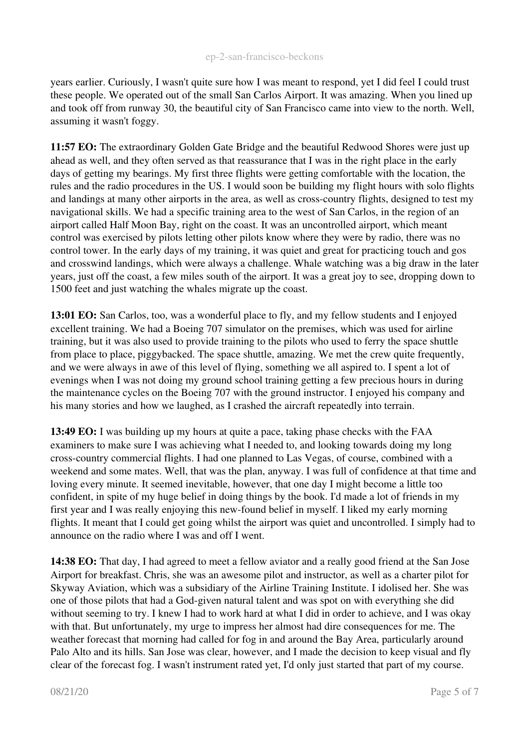years earlier. Curiously, I wasn't quite sure how I was meant to respond, yet I did feel I could trust these people. We operated out of the small San Carlos Airport. It was amazing. When you lined up and took off from runway 30, the beautiful city of San Francisco came into view to the north. Well, assuming it wasn't foggy.

**11:57 EO:** The extraordinary Golden Gate Bridge and the beautiful Redwood Shores were just up ahead as well, and they often served as that reassurance that I was in the right place in the early days of getting my bearings. My first three flights were getting comfortable with the location, the rules and the radio procedures in the US. I would soon be building my flight hours with solo flights and landings at many other airports in the area, as well as cross-country flights, designed to test my navigational skills. We had a specific training area to the west of San Carlos, in the region of an airport called Half Moon Bay, right on the coast. It was an uncontrolled airport, which meant control was exercised by pilots letting other pilots know where they were by radio, there was no control tower. In the early days of my training, it was quiet and great for practicing touch and gos and crosswind landings, which were always a challenge. Whale watching was a big draw in the later years, just off the coast, a few miles south of the airport. It was a great joy to see, dropping down to 1500 feet and just watching the whales migrate up the coast.

**13:01 EO:** San Carlos, too, was a wonderful place to fly, and my fellow students and I enjoyed excellent training. We had a Boeing 707 simulator on the premises, which was used for airline training, but it was also used to provide training to the pilots who used to ferry the space shuttle from place to place, piggybacked. The space shuttle, amazing. We met the crew quite frequently, and we were always in awe of this level of flying, something we all aspired to. I spent a lot of evenings when I was not doing my ground school training getting a few precious hours in during the maintenance cycles on the Boeing 707 with the ground instructor. I enjoyed his company and his many stories and how we laughed, as I crashed the aircraft repeatedly into terrain.

**13:49 EO:** I was building up my hours at quite a pace, taking phase checks with the FAA examiners to make sure I was achieving what I needed to, and looking towards doing my long cross-country commercial flights. I had one planned to Las Vegas, of course, combined with a weekend and some mates. Well, that was the plan, anyway. I was full of confidence at that time and loving every minute. It seemed inevitable, however, that one day I might become a little too confident, in spite of my huge belief in doing things by the book. I'd made a lot of friends in my first year and I was really enjoying this new-found belief in myself. I liked my early morning flights. It meant that I could get going whilst the airport was quiet and uncontrolled. I simply had to announce on the radio where I was and off I went.

**14:38 EO:** That day, I had agreed to meet a fellow aviator and a really good friend at the San Jose Airport for breakfast. Chris, she was an awesome pilot and instructor, as well as a charter pilot for Skyway Aviation, which was a subsidiary of the Airline Training Institute. I idolised her. She was one of those pilots that had a God-given natural talent and was spot on with everything she did without seeming to try. I knew I had to work hard at what I did in order to achieve, and I was okay with that. But unfortunately, my urge to impress her almost had dire consequences for me. The weather forecast that morning had called for fog in and around the Bay Area, particularly around Palo Alto and its hills. San Jose was clear, however, and I made the decision to keep visual and fly clear of the forecast fog. I wasn't instrument rated yet, I'd only just started that part of my course.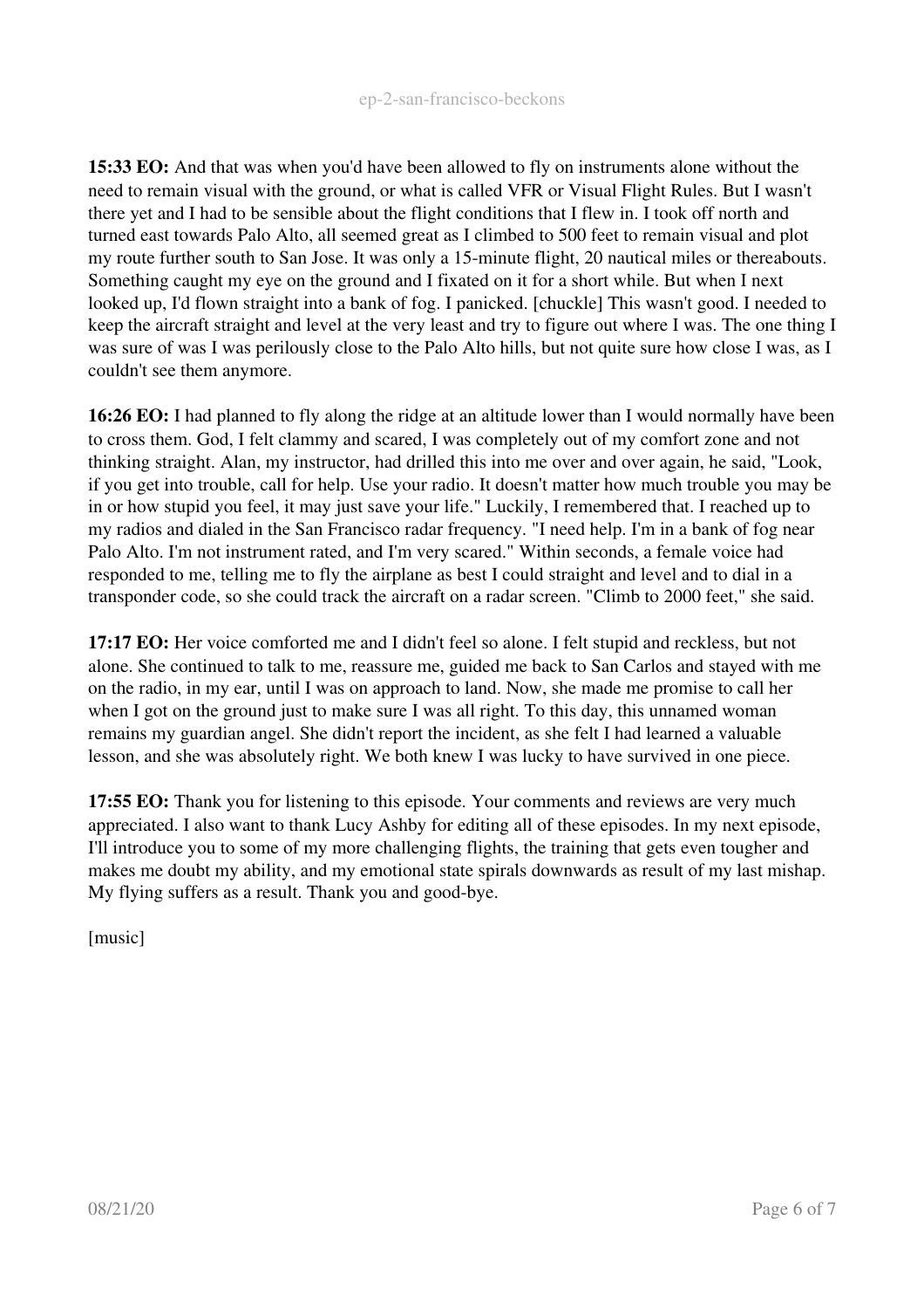**15:33 EO:** And that was when you'd have been allowed to fly on instruments alone without the need to remain visual with the ground, or what is called VFR or Visual Flight Rules. But I wasn't there yet and I had to be sensible about the flight conditions that I flew in. I took off north and turned east towards Palo Alto, all seemed great as I climbed to 500 feet to remain visual and plot my route further south to San Jose. It was only a 15-minute flight, 20 nautical miles or thereabouts. Something caught my eye on the ground and I fixated on it for a short while. But when I next looked up, I'd flown straight into a bank of fog. I panicked. [chuckle] This wasn't good. I needed to keep the aircraft straight and level at the very least and try to figure out where I was. The one thing I was sure of was I was perilously close to the Palo Alto hills, but not quite sure how close I was, as I couldn't see them anymore.

**16:26 EO:** I had planned to fly along the ridge at an altitude lower than I would normally have been to cross them. God, I felt clammy and scared, I was completely out of my comfort zone and not thinking straight. Alan, my instructor, had drilled this into me over and over again, he said, "Look, if you get into trouble, call for help. Use your radio. It doesn't matter how much trouble you may be in or how stupid you feel, it may just save your life." Luckily, I remembered that. I reached up to my radios and dialed in the San Francisco radar frequency. "I need help. I'm in a bank of fog near Palo Alto. I'm not instrument rated, and I'm very scared." Within seconds, a female voice had responded to me, telling me to fly the airplane as best I could straight and level and to dial in a transponder code, so she could track the aircraft on a radar screen. "Climb to 2000 feet," she said.

**17:17 EO:** Her voice comforted me and I didn't feel so alone. I felt stupid and reckless, but not alone. She continued to talk to me, reassure me, guided me back to San Carlos and stayed with me on the radio, in my ear, until I was on approach to land. Now, she made me promise to call her when I got on the ground just to make sure I was all right. To this day, this unnamed woman remains my guardian angel. She didn't report the incident, as she felt I had learned a valuable lesson, and she was absolutely right. We both knew I was lucky to have survived in one piece.

**17:55 EO:** Thank you for listening to this episode. Your comments and reviews are very much appreciated. I also want to thank Lucy Ashby for editing all of these episodes. In my next episode, I'll introduce you to some of my more challenging flights, the training that gets even tougher and makes me doubt my ability, and my emotional state spirals downwards as result of my last mishap. My flying suffers as a result. Thank you and good-bye.

[music]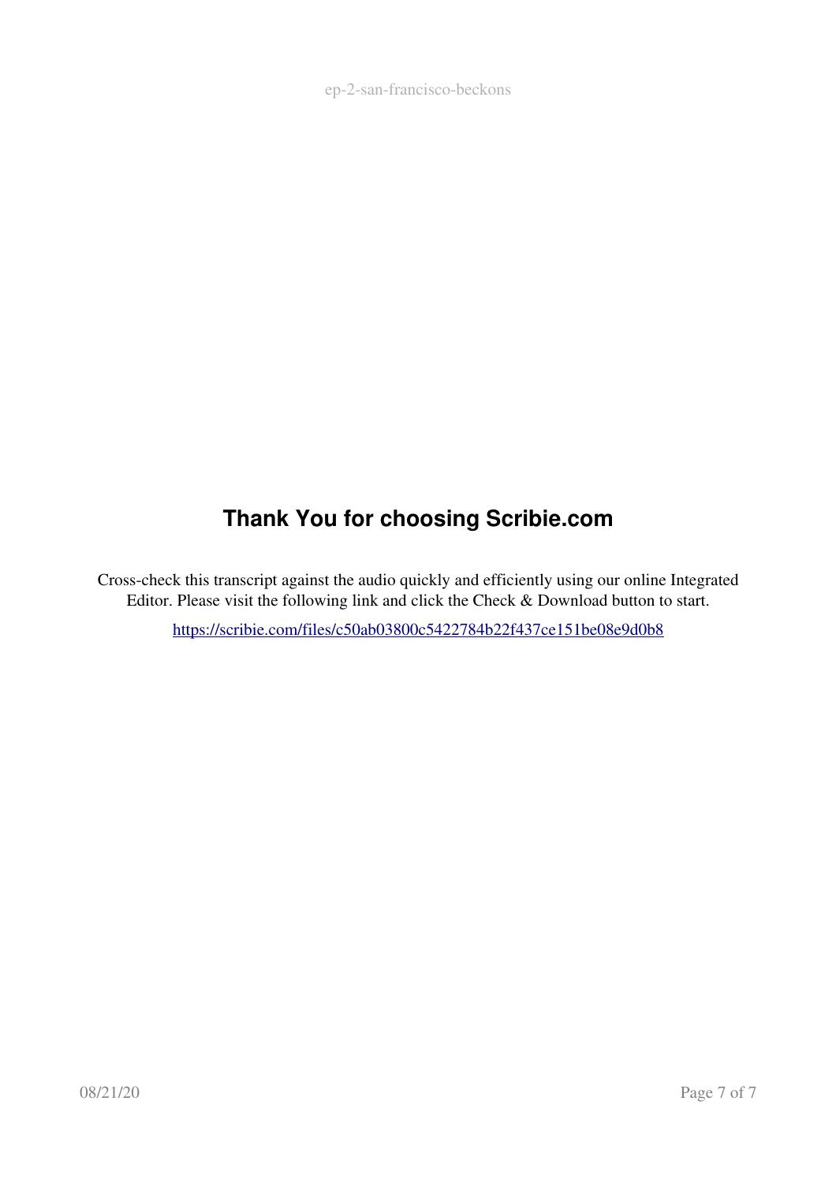## Thank You for choosing Scribie.com

Cross-check this transcript against the audio quickly and efficiently using our online Integrated Editor. Please visit the following link and click the Check & Download button to start.

https://scribie.com/files/c50ab03800c5422784b22f437ce151be08e9d0b8